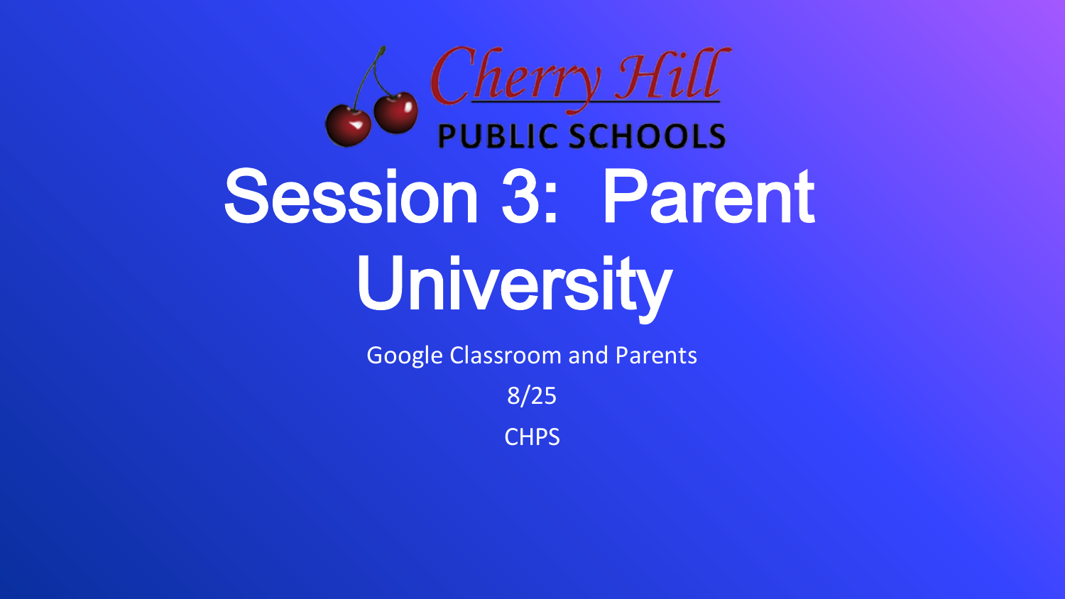Cherry Hill

PUBLIC SCHOOLS

# Session 3: Parent University

Google Classroom and Parents

8/25

CHPS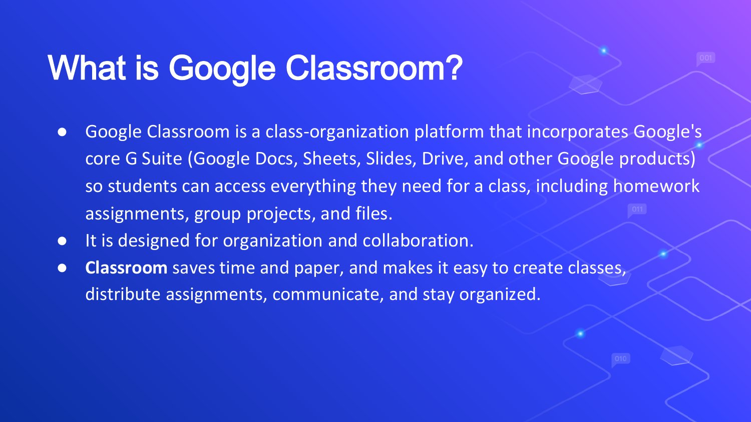# What is Google Classroom?

- Google Classroom is a class-organization platform that incorporates Google's core G Suite (Google Docs, Sheets, Slides, Drive, and other Google products) so students can access everything they need for a class, including homework assignments, group projects, and files.
- It is designed for organization and collaboration.
- **Classroom** saves time and paper, and makes it easy to create classes, distribute assignments, communicate, and stay organized.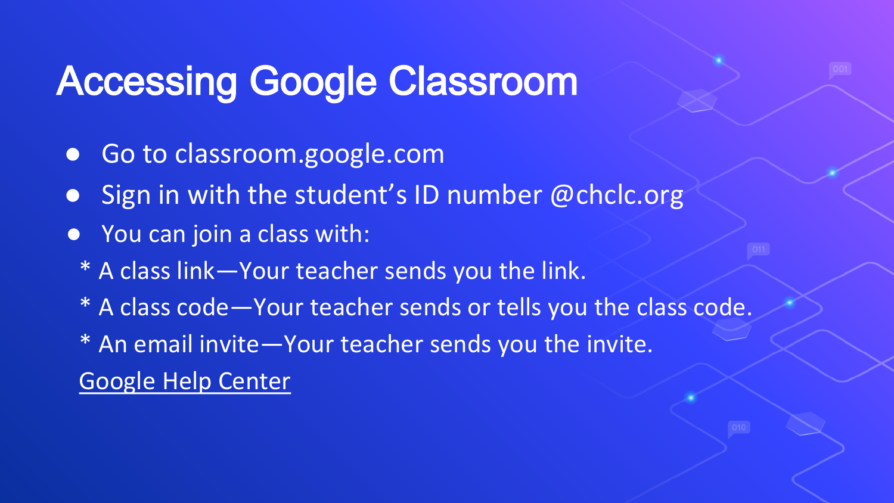# Accessing Google Classroom

- Go to classroom.google.com
- Sign in with the student's ID number @chclc.org
- You can join a class with:

  * A class link—Your teacher sends you the link.
  * A class code—Your teacher sends or tells you the class code.
  * An email invite—Your teacher sends you the invite.

  Google Help Center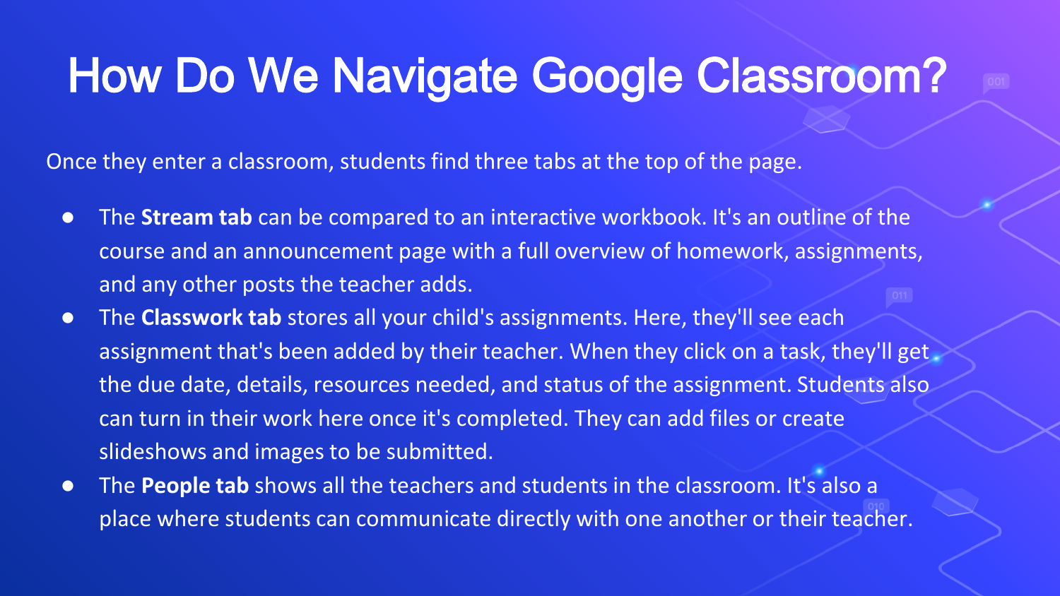# How Do We Navigate Google Classroom?

Once they enter a classroom, students find three tabs at the top of the page.

- The **Stream tab** can be compared to an interactive workbook. It's an outline of the course and an announcement page with a full overview of homework, assignments, and any other posts the teacher adds.
- The **Classwork tab** stores all your child's assignments. Here, they'll see each assignment that's been added by their teacher. When they click on a task, they'll get the due date, details, resources needed, and status of the assignment. Students also can turn in their work here once it's completed. They can add files or create slideshows and images to be submitted.
- The **People tab** shows all the teachers and students in the classroom. It's also a place where students can communicate directly with one another or their teacher.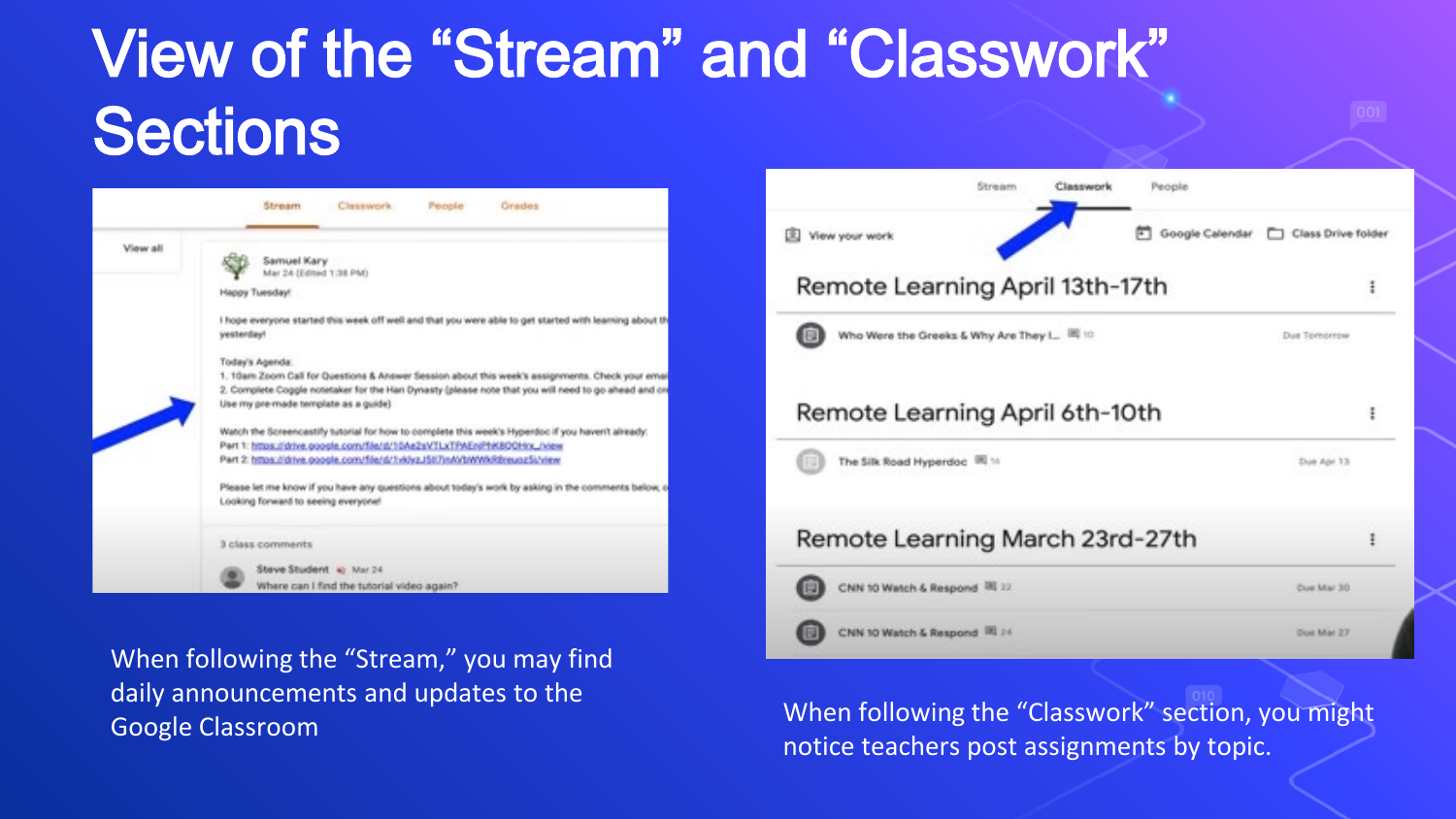# View of the "Stream" and "Classwork" Sections

When following the "Stream," you may find daily announcements and updates to the Google Classroom

When following the "Classwork" section, you might notice teachers post assignments by topic.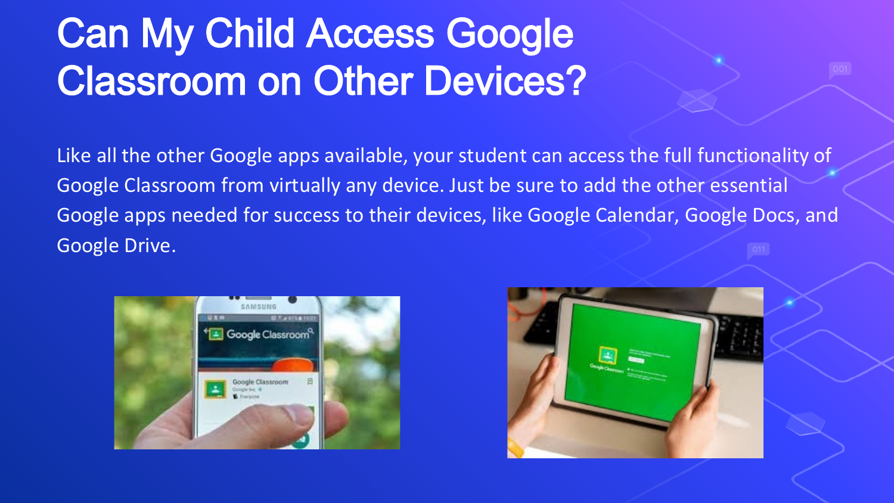# Can My Child Access Google Classroom on Other Devices?

Like all the other Google apps available, your student can access the full functionality of Google Classroom from virtually any device. Just be sure to add the other essential Google apps needed for success to their devices, like Google Calendar, Google Docs, and Google Drive.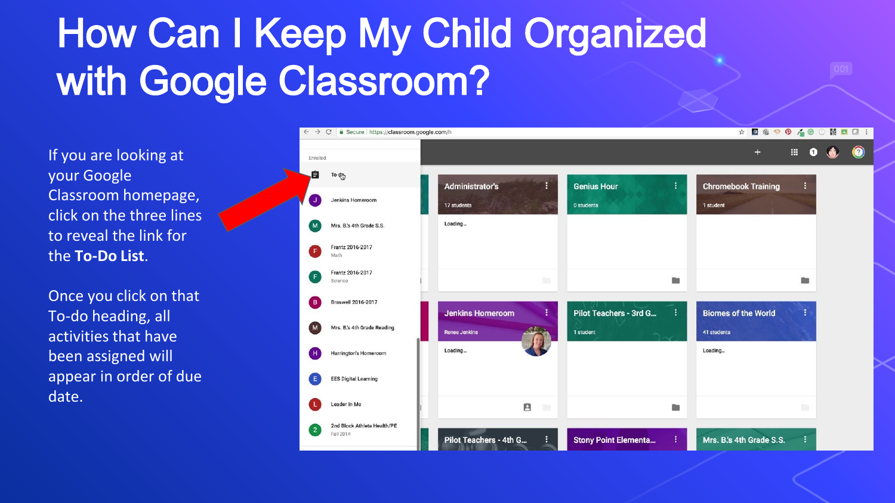# How Can I Keep My Child Organized with Google Classroom?

If you are looking at your Google Classroom homepage, click on the three lines to reveal the link for the **To-Do List**.

Once you click on that To-do heading, all activities that have been assigned will appear in order of due date.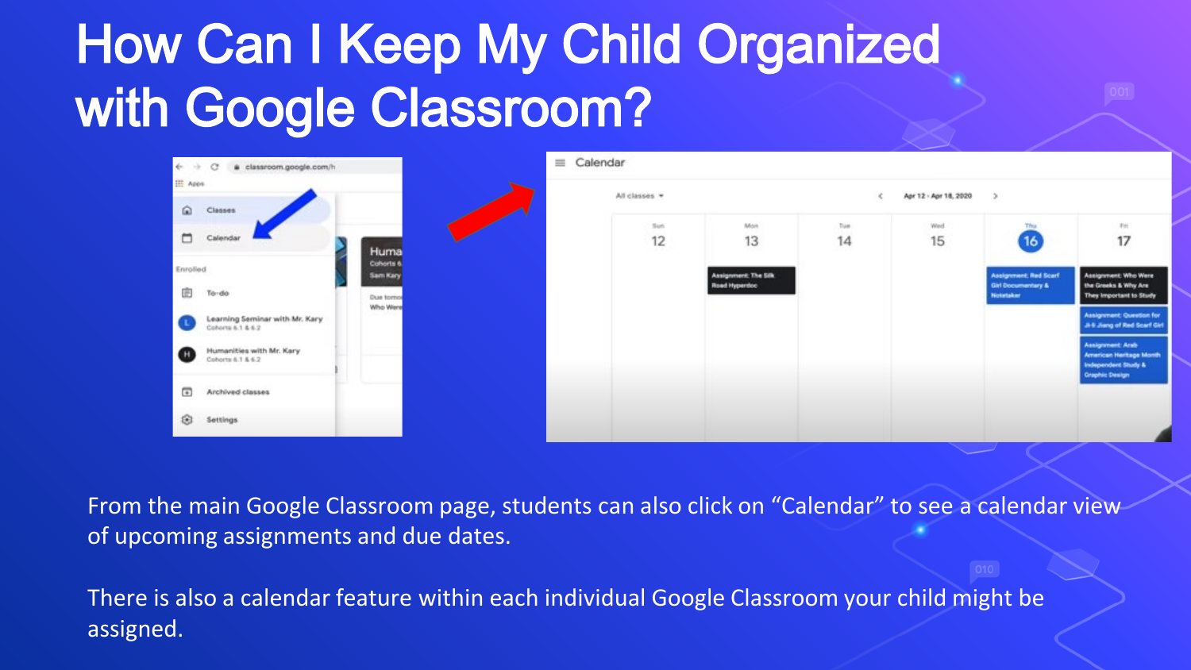# How Can I Keep My Child Organized with Google Classroom?

From the main Google Classroom page, students can also click on “Calendar” to see a calendar view of upcoming assignments and due dates.

There is also a calendar feature within each individual Google Classroom your child might be assigned.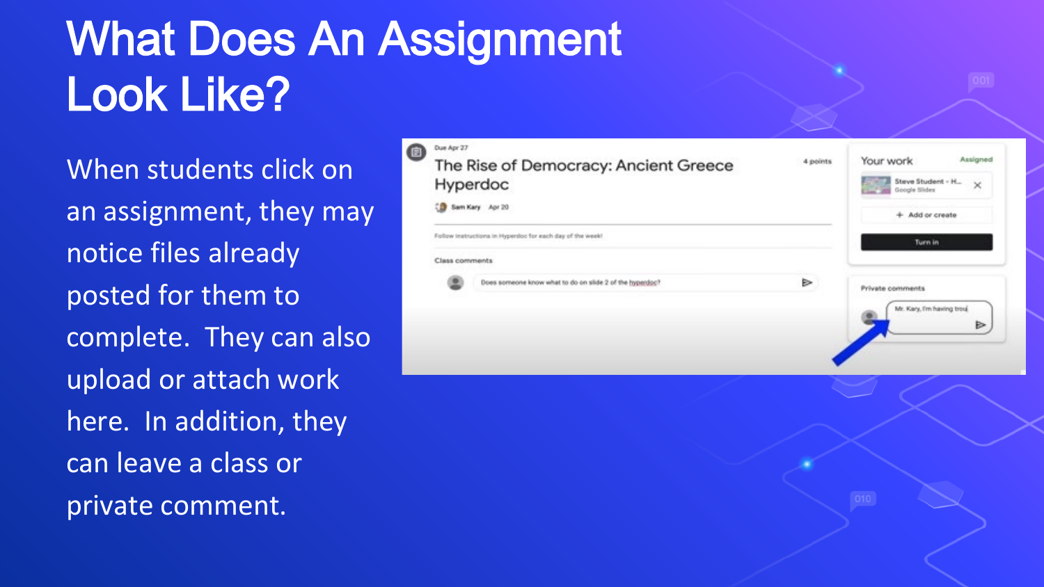# What Does An Assignment Look Like?

When students click on an assignment, they may notice files already posted for them to complete. They can also upload or attach work here. In addition, they can leave a class or private comment.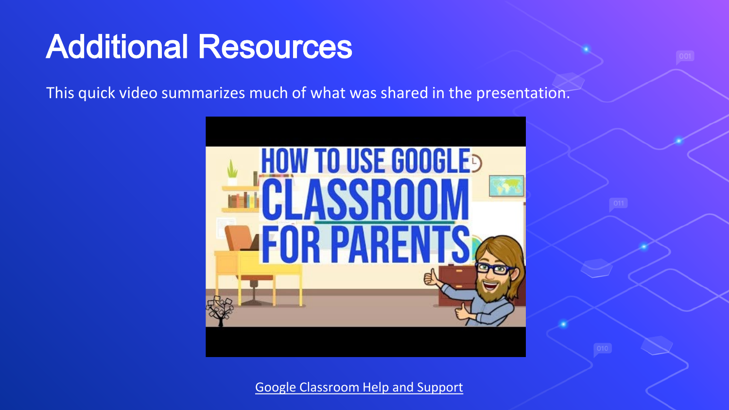# Additional Resources

This quick video summarizes much of what was shared in the presentation.

Google Classroom Help and Support